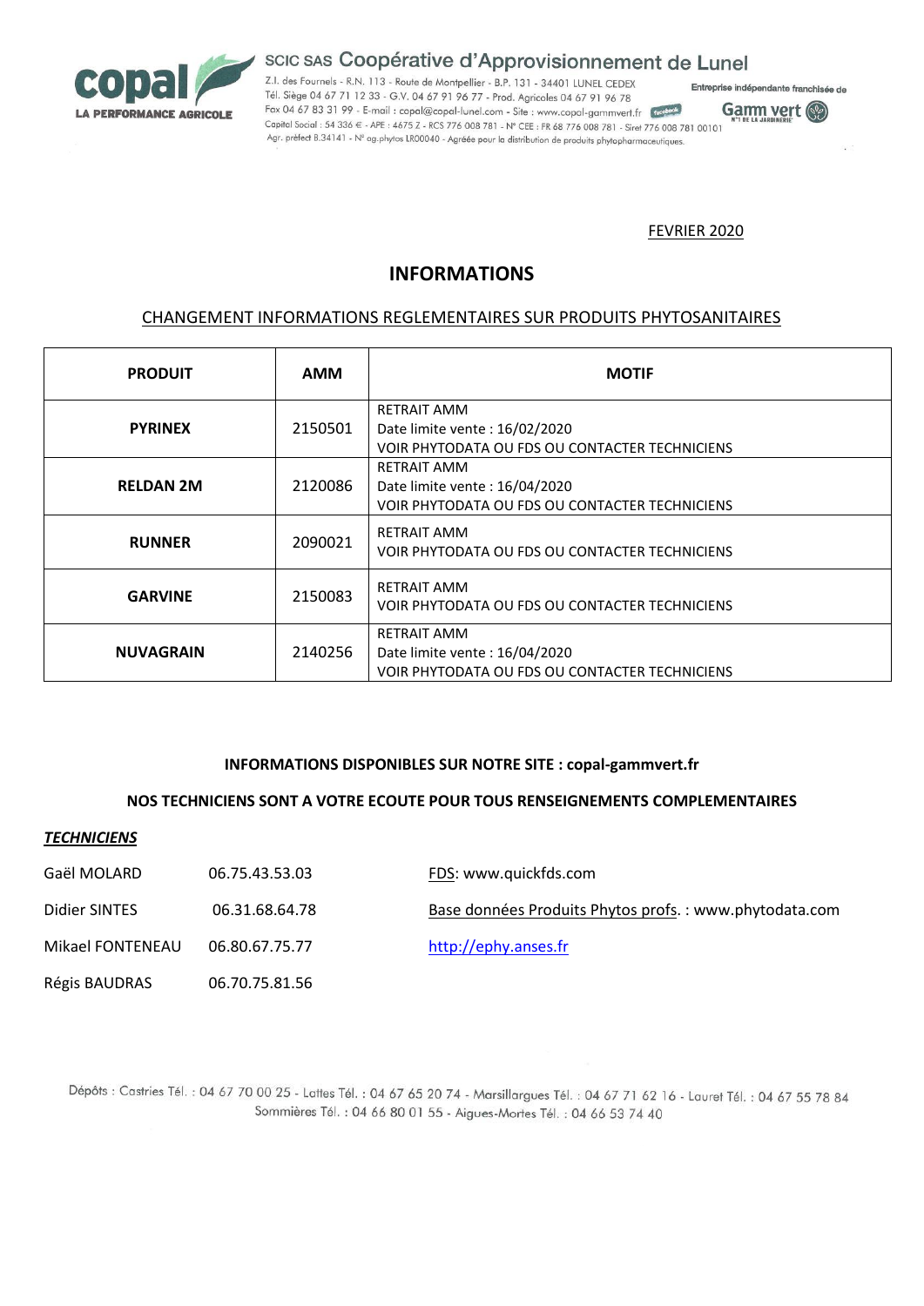copal
LA PERFORMANCE AGRICOLE

SCIC SAS **Coopérative d'Approvisionnement de Lunel**

Z.I. des Fournels - R.N. 113 - Route de Montpellier - B.P. 131 - 34401 LUNEL CEDEX
Tél. Siège 04 67 71 12 33 - G.V. 04 67 91 96 77 - Prod. Agricoles 04 67 91 96 78
Fax 04 67 83 31 99 - E-mail : copal@copal-lunel.com - Site : www.copal-gammvert.fr
Capital Social : 54 336 € - APE : 4675 Z - RCS 776 008 781 - N° CEE : FR 68 776 008 781 - Siret 776 008 781 00101
Agr. préfect B.34141 - N° ag.phytos LR00040 - Agréée pour la distribution de produits phytopharmaceutiques.

Entreprise indépendante franchisée de Gamm vert

FEVRIER 2020

# INFORMATIONS

## CHANGEMENT INFORMATIONS REGLEMENTAIRES SUR PRODUITS PHYTOSANITAIRES

| PRODUIT | AMM | MOTIF |
|---|---|---|
| **PYRINEX** | 2150501 | RETRAIT AMM<br>Date limite vente : 16/02/2020<br>VOIR PHYTODATA OU FDS OU CONTACTER TECHNICIENS |
| **RELDAN 2M** | 2120086 | RETRAIT AMM<br>Date limite vente : 16/04/2020<br>VOIR PHYTODATA OU FDS OU CONTACTER TECHNICIENS |
| **RUNNER** | 2090021 | RETRAIT AMM<br>VOIR PHYTODATA OU FDS OU CONTACTER TECHNICIENS |
| **GARVINE** | 2150083 | RETRAIT AMM<br>VOIR PHYTODATA OU FDS OU CONTACTER TECHNICIENS |
| **NUVAGRAIN** | 2140256 | RETRAIT AMM<br>Date limite vente : 16/04/2020<br>VOIR PHYTODATA OU FDS OU CONTACTER TECHNICIENS |

**INFORMATIONS DISPONIBLES SUR NOTRE SITE : copal-gammvert.fr**

**NOS TECHNICIENS SONT A VOTRE ECOUTE POUR TOUS RENSEIGNEMENTS COMPLEMENTAIRES**

***TECHNICIENS***

| | | |
|---|---|---|
| Gaël MOLARD | 06.75.43.53.03 | FDS: www.quickfds.com |
| Didier SINTES | 06.31.68.64.78 | Base données Produits Phytos profs. : www.phytodata.com |
| Mikael FONTENEAU | 06.80.67.75.77 | http://ephy.anses.fr |
| Régis BAUDRAS | 06.70.75.81.56 | |

Dépôts : Castries Tél. : 04 67 70 00 25 - Lattes Tél. : 04 67 65 20 74 - Marsillargues Tél. : 04 67 71 62 16 - Lauret Tél. : 04 67 55 78 84
Sommières Tél. : 04 66 80 01 55 - Aigues-Mortes Tél. : 04 66 53 74 40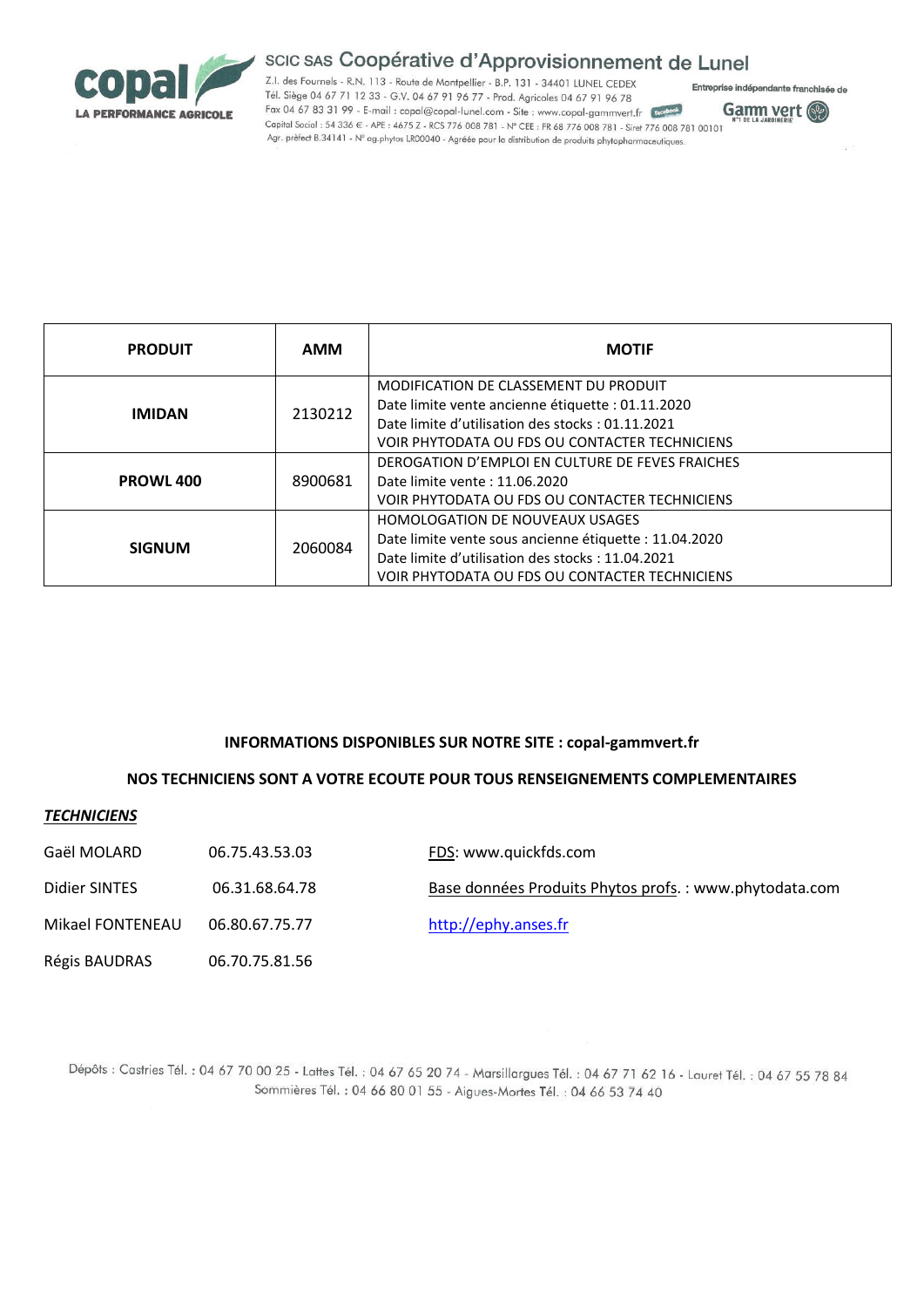SCIC SAS Coopérative d'Approvisionnement de Lunel

Z.I. des Fournels - R.N. 113 - Route de Montpellier - B.P. 131 - 34401 LUNEL CEDEX
Tél. Siège 04 67 71 12 33 - G.V. 04 67 91 96 77 - Prod. Agricoles 04 67 91 96 78
Fax 04 67 83 31 99 - E-mail : copal@copal-lunel.com - Site : www.copal-gammvert.fr
Capital Social : 54 336 € - APE : 4675 Z - RCS 776 008 781 - N° CEE : FR 68 776 008 781 - Siret 776 008 781 00101
Agr. préfect B.34141 - N° ag.phytos LR00040 - Agréée pour la distribution de produits phytopharmaceutiques.

Entreprise indépendante franchisée de Gamm vert

| PRODUIT | AMM | MOTIF |
|---|---|---|
| **IMIDAN** | 2130212 | MODIFICATION DE CLASSEMENT DU PRODUIT<br>Date limite vente ancienne étiquette : 01.11.2020<br>Date limite d'utilisation des stocks : 01.11.2021<br>VOIR PHYTODATA OU FDS OU CONTACTER TECHNICIENS |
| **PROWL 400** | 8900681 | DEROGATION D'EMPLOI EN CULTURE DE FEVES FRAICHES<br>Date limite vente : 11.06.2020<br>VOIR PHYTODATA OU FDS OU CONTACTER TECHNICIENS |
| **SIGNUM** | 2060084 | HOMOLOGATION DE NOUVEAUX USAGES<br>Date limite vente sous ancienne étiquette : 11.04.2020<br>Date limite d'utilisation des stocks : 11.04.2021<br>VOIR PHYTODATA OU FDS OU CONTACTER TECHNICIENS |

**INFORMATIONS DISPONIBLES SUR NOTRE SITE : copal-gammvert.fr**

**NOS TECHNICIENS SONT A VOTRE ECOUTE POUR TOUS RENSEIGNEMENTS COMPLEMENTAIRES**

***TECHNICIENS***

| | | |
|---|---|---|
| Gaël MOLARD | 06.75.43.53.03 | FDS: www.quickfds.com |
| Didier SINTES | 06.31.68.64.78 | Base données Produits Phytos profs. : www.phytodata.com |
| Mikael FONTENEAU | 06.80.67.75.77 | http://ephy.anses.fr |
| Régis BAUDRAS | 06.70.75.81.56 | |

Dépôts : Castries Tél. : 04 67 70 00 25 - Lattes Tél. : 04 67 65 20 74 - Marsillargues Tél. : 04 67 71 62 16 - Lauret Tél. : 04 67 55 78 84
Sommières Tél. : 04 66 80 01 55 - Aigues-Mortes Tél. : 04 66 53 74 40